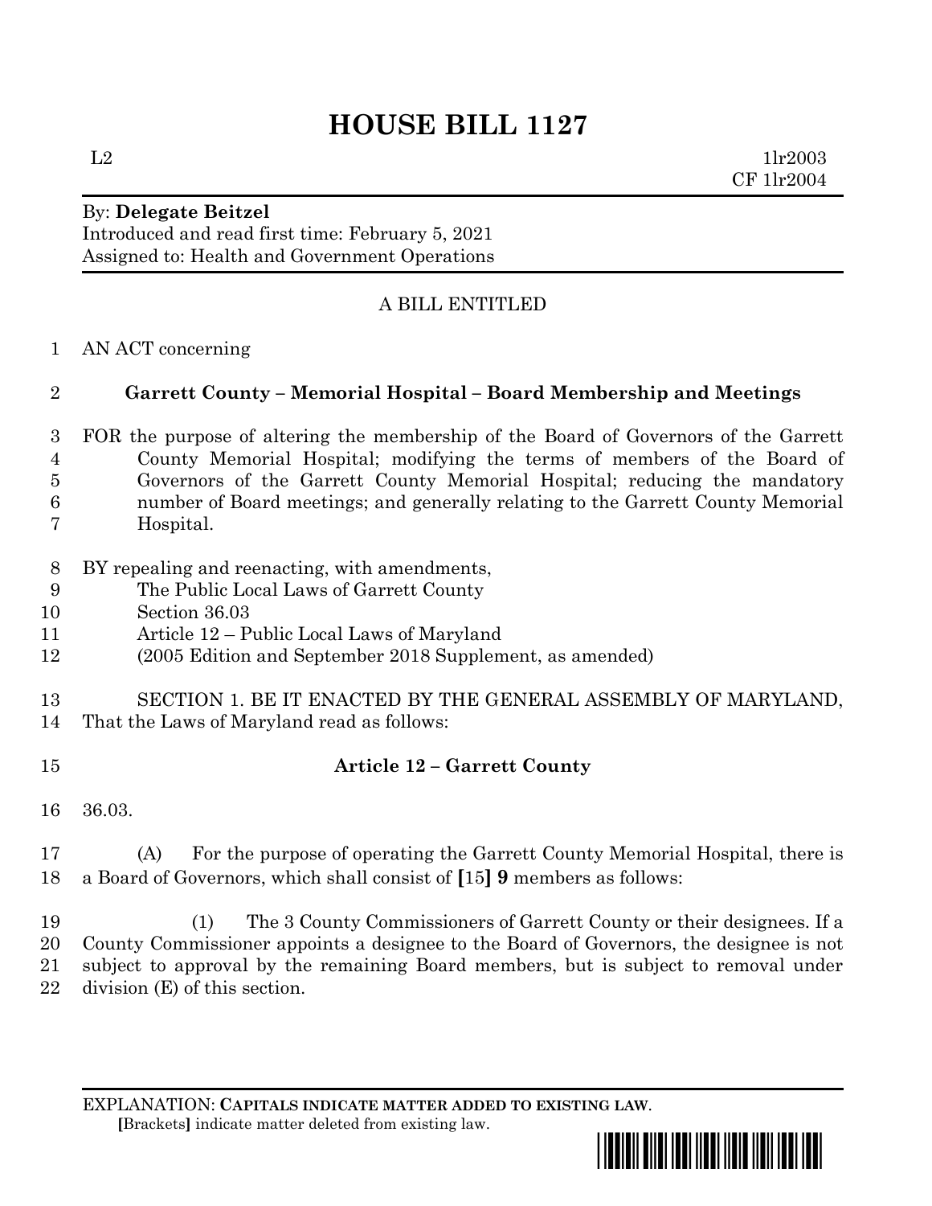# HOUSE BILL 1127

L2 1lr2003
CF 1lr2004

By: **Delegate Beitzel**
Introduced and read first time: February 5, 2021
Assigned to: Health and Government Operations

A BILL ENTITLED

1 AN ACT concerning

2 **Garrett County – Memorial Hospital – Board Membership and Meetings**

3 FOR the purpose of altering the membership of the Board of Governors of the Garrett
4 County Memorial Hospital; modifying the terms of members of the Board of
5 Governors of the Garrett County Memorial Hospital; reducing the mandatory
6 number of Board meetings; and generally relating to the Garrett County Memorial
7 Hospital.

8 BY repealing and reenacting, with amendments,
9 The Public Local Laws of Garrett County
10 Section 36.03
11 Article 12 – Public Local Laws of Maryland
12 (2005 Edition and September 2018 Supplement, as amended)

13 SECTION 1. BE IT ENACTED BY THE GENERAL ASSEMBLY OF MARYLAND,
14 That the Laws of Maryland read as follows:

15 **Article 12 – Garrett County**

16 36.03.

17 (A) For the purpose of operating the Garrett County Memorial Hospital, there is
18 a Board of Governors, which shall consist of **[**15**]** **9** members as follows:

19 (1) The 3 County Commissioners of Garrett County or their designees. If a
20 County Commissioner appoints a designee to the Board of Governors, the designee is not
21 subject to approval by the remaining Board members, but is subject to removal under
22 division (E) of this section.

EXPLANATION: **CAPITALS INDICATE MATTER ADDED TO EXISTING LAW.**
**[**Brackets**]** indicate matter deleted from existing law.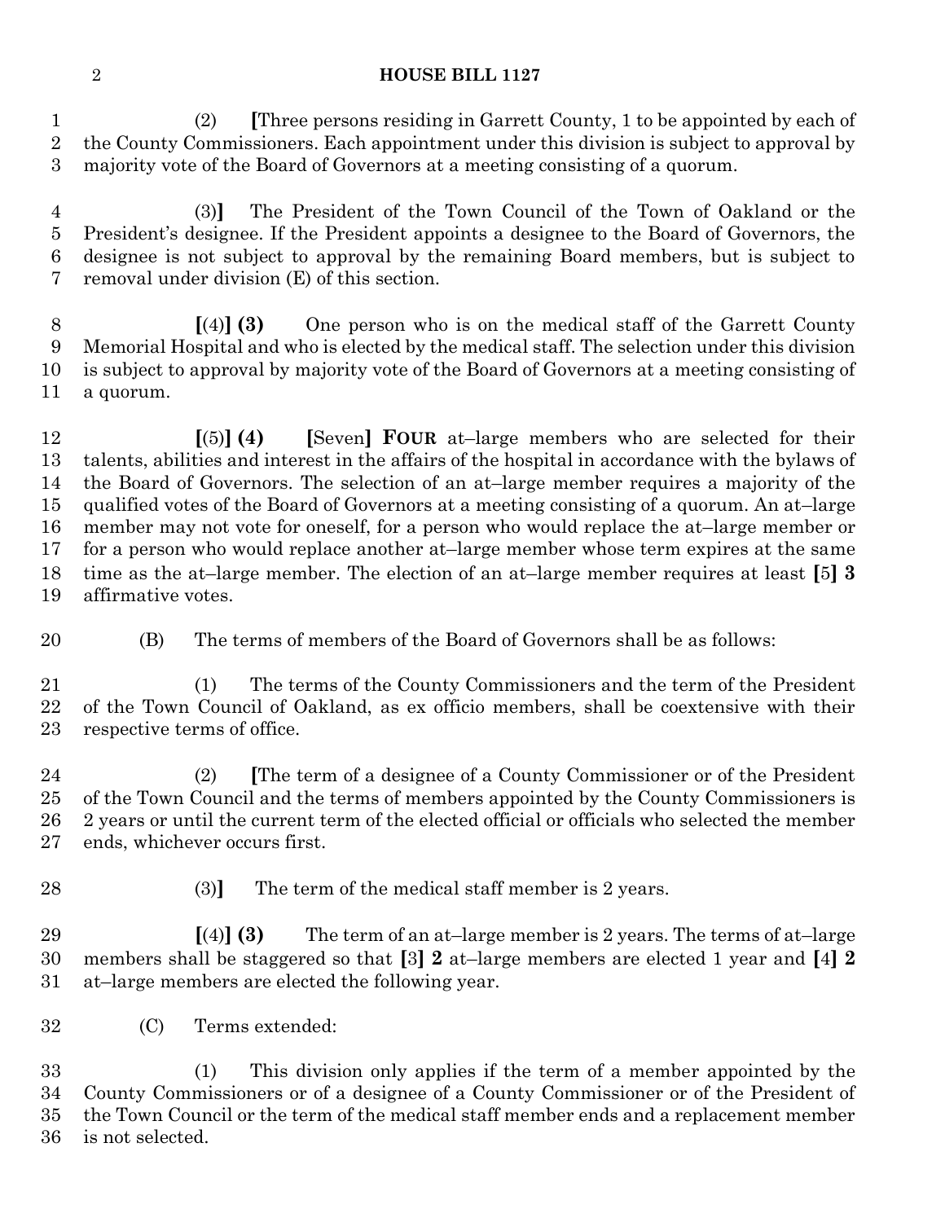(2) **[**Three persons residing in Garrett County, 1 to be appointed by each of the County Commissioners. Each appointment under this division is subject to approval by majority vote of the Board of Governors at a meeting consisting of a quorum.

(3)**]** The President of the Town Council of the Town of Oakland or the President's designee. If the President appoints a designee to the Board of Governors, the designee is not subject to approval by the remaining Board members, but is subject to removal under division (E) of this section.

**[**(4)**] (3)** One person who is on the medical staff of the Garrett County Memorial Hospital and who is elected by the medical staff. The selection under this division is subject to approval by majority vote of the Board of Governors at a meeting consisting of a quorum.

**[**(5)**] (4)** **[**Seven**] FOUR** at–large members who are selected for their talents, abilities and interest in the affairs of the hospital in accordance with the bylaws of the Board of Governors. The selection of an at–large member requires a majority of the qualified votes of the Board of Governors at a meeting consisting of a quorum. An at–large member may not vote for oneself, for a person who would replace the at–large member or for a person who would replace another at–large member whose term expires at the same time as the at–large member. The election of an at–large member requires at least **[**5**] 3** affirmative votes.

(B) The terms of members of the Board of Governors shall be as follows:

(1) The terms of the County Commissioners and the term of the President of the Town Council of Oakland, as ex officio members, shall be coextensive with their respective terms of office.

(2) **[**The term of a designee of a County Commissioner or of the President of the Town Council and the terms of members appointed by the County Commissioners is 2 years or until the current term of the elected official or officials who selected the member ends, whichever occurs first.

(3)**]** The term of the medical staff member is 2 years.

**[**(4)**] (3)** The term of an at–large member is 2 years. The terms of at–large members shall be staggered so that **[**3**] 2** at–large members are elected 1 year and **[**4**] 2** at–large members are elected the following year.

(C) Terms extended:

(1) This division only applies if the term of a member appointed by the County Commissioners or of a designee of a County Commissioner or of the President of the Town Council or the term of the medical staff member ends and a replacement member is not selected.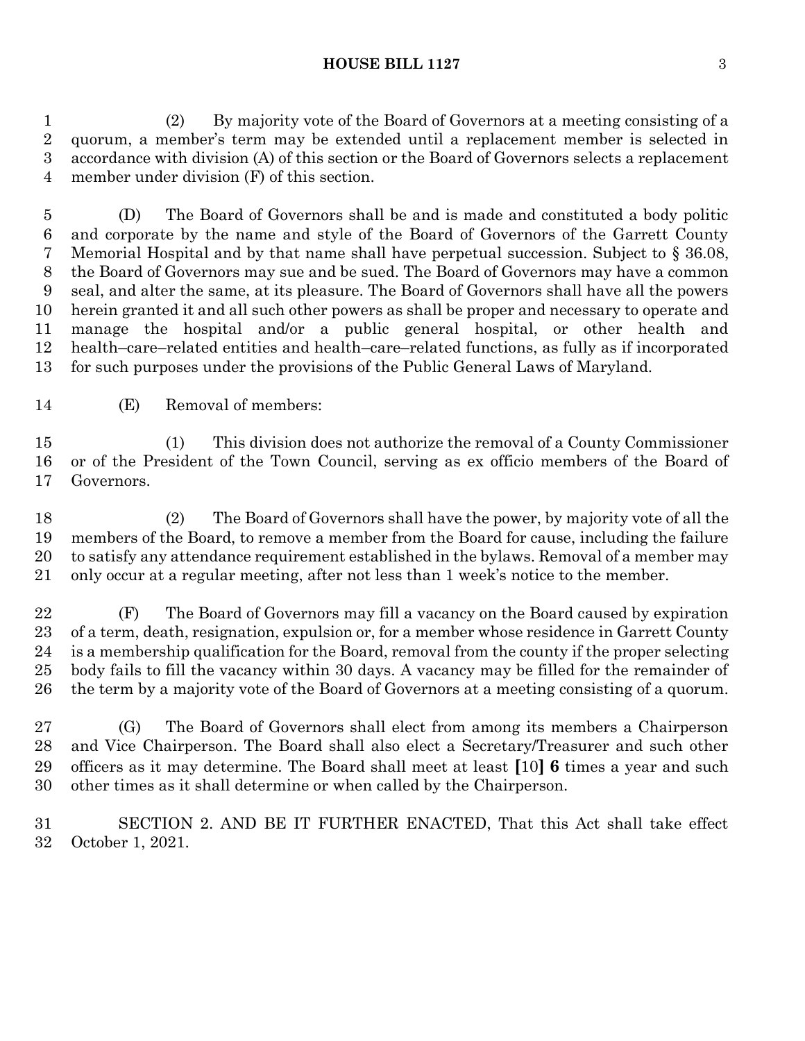(2) By majority vote of the Board of Governors at a meeting consisting of a quorum, a member's term may be extended until a replacement member is selected in accordance with division (A) of this section or the Board of Governors selects a replacement member under division (F) of this section.

(D) The Board of Governors shall be and is made and constituted a body politic and corporate by the name and style of the Board of Governors of the Garrett County Memorial Hospital and by that name shall have perpetual succession. Subject to § 36.08, the Board of Governors may sue and be sued. The Board of Governors may have a common seal, and alter the same, at its pleasure. The Board of Governors shall have all the powers herein granted it and all such other powers as shall be proper and necessary to operate and manage the hospital and/or a public general hospital, or other health and health–care–related entities and health–care–related functions, as fully as if incorporated for such purposes under the provisions of the Public General Laws of Maryland.

(E) Removal of members:

(1) This division does not authorize the removal of a County Commissioner or of the President of the Town Council, serving as ex officio members of the Board of Governors.

(2) The Board of Governors shall have the power, by majority vote of all the members of the Board, to remove a member from the Board for cause, including the failure to satisfy any attendance requirement established in the bylaws. Removal of a member may only occur at a regular meeting, after not less than 1 week's notice to the member.

(F) The Board of Governors may fill a vacancy on the Board caused by expiration of a term, death, resignation, expulsion or, for a member whose residence in Garrett County is a membership qualification for the Board, removal from the county if the proper selecting body fails to fill the vacancy within 30 days. A vacancy may be filled for the remainder of the term by a majority vote of the Board of Governors at a meeting consisting of a quorum.

(G) The Board of Governors shall elect from among its members a Chairperson and Vice Chairperson. The Board shall also elect a Secretary/Treasurer and such other officers as it may determine. The Board shall meet at least **[**10**]** **6** times a year and such other times as it shall determine or when called by the Chairperson.

SECTION 2. AND BE IT FURTHER ENACTED, That this Act shall take effect October 1, 2021.